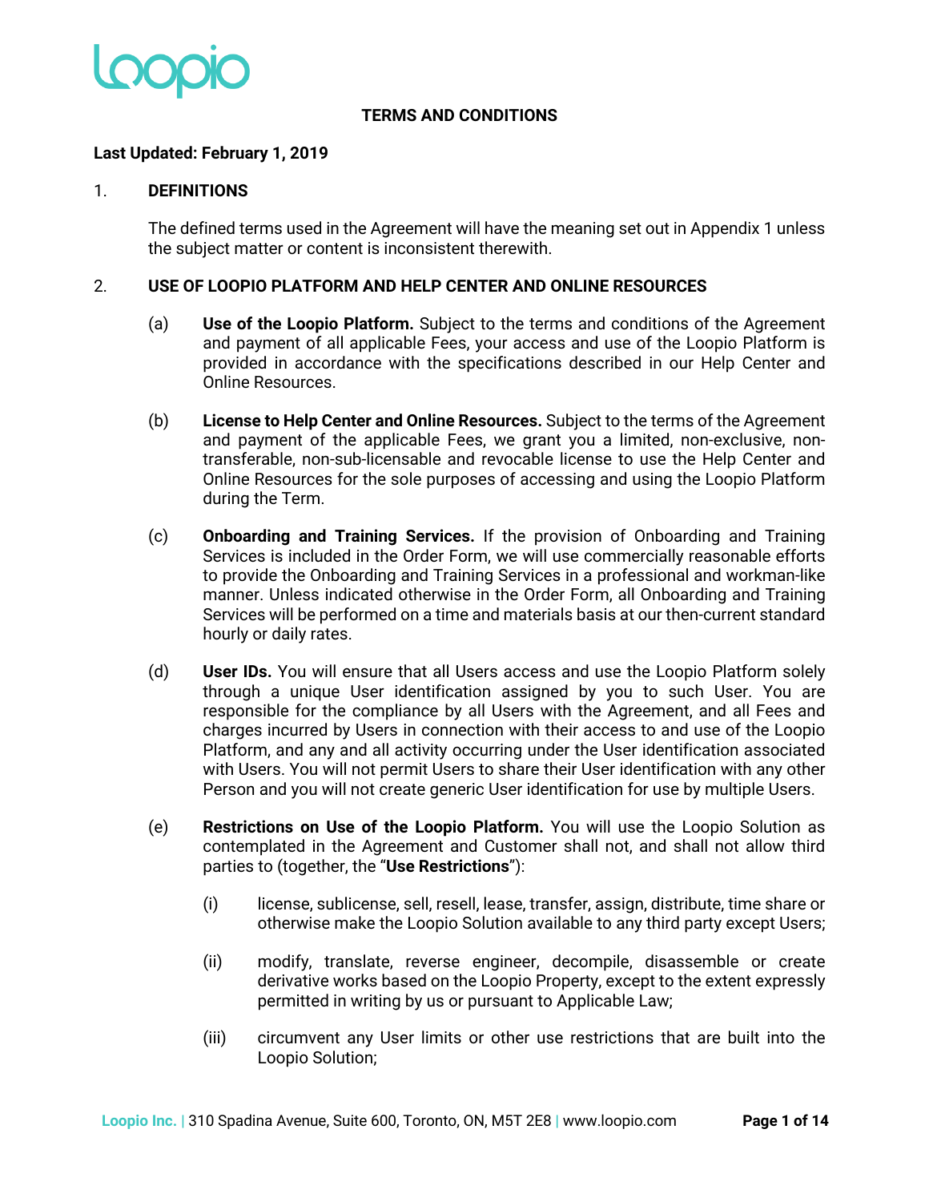# TERMS AND CONDITIONS

**Last Updated: February 1, 2019**

## 1. DEFINITIONS

The defined terms used in the Agreement will have the meaning set out in Appendix 1 unless the subject matter or content is inconsistent therewith.

## 2. USE OF LOOPIO PLATFORM AND HELP CENTER AND ONLINE RESOURCES

(a) **Use of the Loopio Platform.** Subject to the terms and conditions of the Agreement and payment of all applicable Fees, your access and use of the Loopio Platform is provided in accordance with the specifications described in our Help Center and Online Resources.

(b) **License to Help Center and Online Resources.** Subject to the terms of the Agreement and payment of the applicable Fees, we grant you a limited, non-exclusive, non-transferable, non-sub-licensable and revocable license to use the Help Center and Online Resources for the sole purposes of accessing and using the Loopio Platform during the Term.

(c) **Onboarding and Training Services.** If the provision of Onboarding and Training Services is included in the Order Form, we will use commercially reasonable efforts to provide the Onboarding and Training Services in a professional and workman-like manner. Unless indicated otherwise in the Order Form, all Onboarding and Training Services will be performed on a time and materials basis at our then-current standard hourly or daily rates.

(d) **User IDs.** You will ensure that all Users access and use the Loopio Platform solely through a unique User identification assigned by you to such User. You are responsible for the compliance by all Users with the Agreement, and all Fees and charges incurred by Users in connection with their access to and use of the Loopio Platform, and any and all activity occurring under the User identification associated with Users. You will not permit Users to share their User identification with any other Person and you will not create generic User identification for use by multiple Users.

(e) **Restrictions on Use of the Loopio Platform.** You will use the Loopio Solution as contemplated in the Agreement and Customer shall not, and shall not allow third parties to (together, the "**Use Restrictions**"):

(i) license, sublicense, sell, resell, lease, transfer, assign, distribute, time share or otherwise make the Loopio Solution available to any third party except Users;

(ii) modify, translate, reverse engineer, decompile, disassemble or create derivative works based on the Loopio Property, except to the extent expressly permitted in writing by us or pursuant to Applicable Law;

(iii) circumvent any User limits or other use restrictions that are built into the Loopio Solution;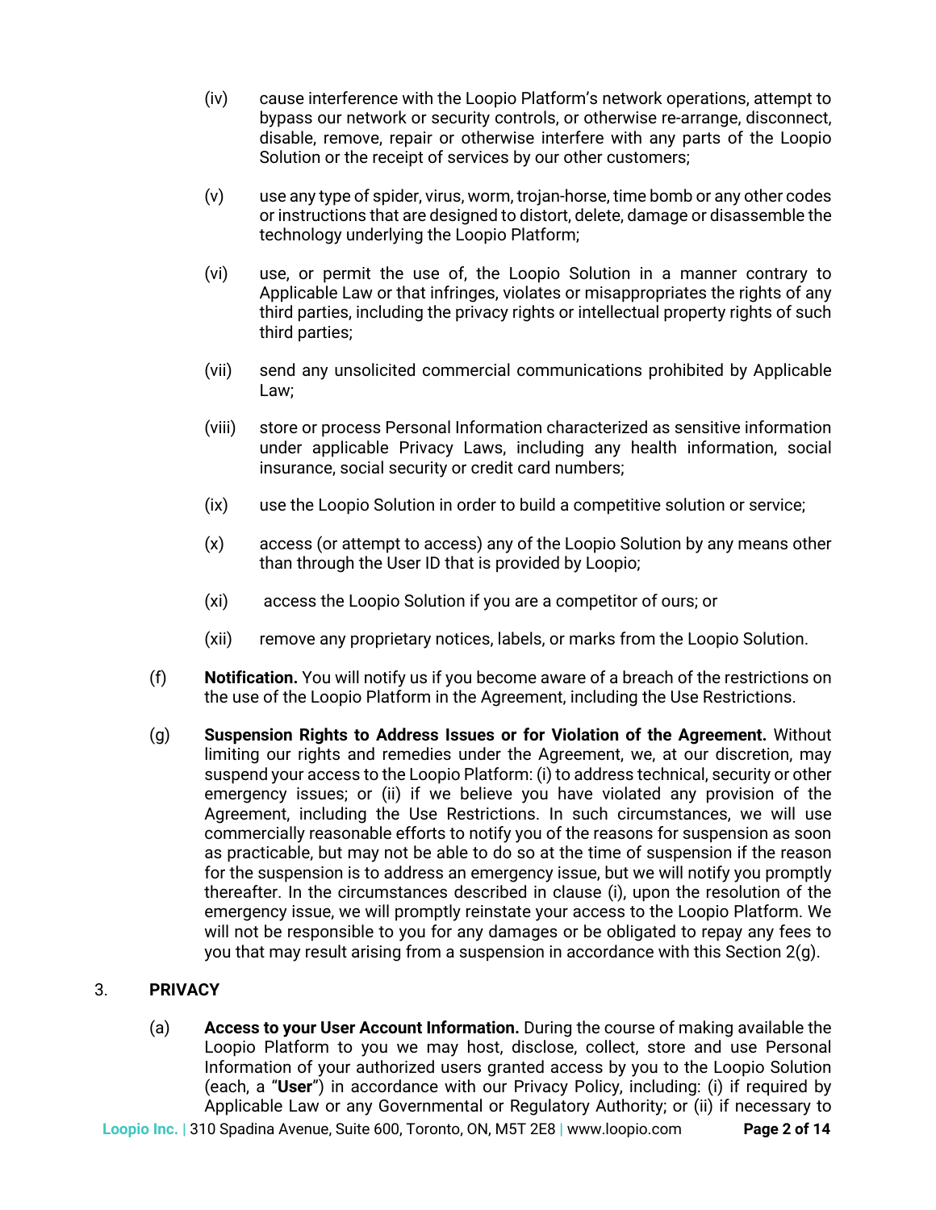(iv) cause interference with the Loopio Platform's network operations, attempt to bypass our network or security controls, or otherwise re-arrange, disconnect, disable, remove, repair or otherwise interfere with any parts of the Loopio Solution or the receipt of services by our other customers;

(v) use any type of spider, virus, worm, trojan-horse, time bomb or any other codes or instructions that are designed to distort, delete, damage or disassemble the technology underlying the Loopio Platform;

(vi) use, or permit the use of, the Loopio Solution in a manner contrary to Applicable Law or that infringes, violates or misappropriates the rights of any third parties, including the privacy rights or intellectual property rights of such third parties;

(vii) send any unsolicited commercial communications prohibited by Applicable Law;

(viii) store or process Personal Information characterized as sensitive information under applicable Privacy Laws, including any health information, social insurance, social security or credit card numbers;

(ix) use the Loopio Solution in order to build a competitive solution or service;

(x) access (or attempt to access) any of the Loopio Solution by any means other than through the User ID that is provided by Loopio;

(xi) access the Loopio Solution if you are a competitor of ours; or

(xii) remove any proprietary notices, labels, or marks from the Loopio Solution.

(f) **Notification.** You will notify us if you become aware of a breach of the restrictions on the use of the Loopio Platform in the Agreement, including the Use Restrictions.

(g) **Suspension Rights to Address Issues or for Violation of the Agreement.** Without limiting our rights and remedies under the Agreement, we, at our discretion, may suspend your access to the Loopio Platform: (i) to address technical, security or other emergency issues; or (ii) if we believe you have violated any provision of the Agreement, including the Use Restrictions. In such circumstances, we will use commercially reasonable efforts to notify you of the reasons for suspension as soon as practicable, but may not be able to do so at the time of suspension if the reason for the suspension is to address an emergency issue, but we will notify you promptly thereafter. In the circumstances described in clause (i), upon the resolution of the emergency issue, we will promptly reinstate your access to the Loopio Platform. We will not be responsible to you for any damages or be obligated to repay any fees to you that may result arising from a suspension in accordance with this Section 2(g).

## 3. PRIVACY

(a) **Access to your User Account Information.** During the course of making available the Loopio Platform to you we may host, disclose, collect, store and use Personal Information of your authorized users granted access by you to the Loopio Solution (each, a "**User**") in accordance with our Privacy Policy, including: (i) if required by Applicable Law or any Governmental or Regulatory Authority; or (ii) if necessary to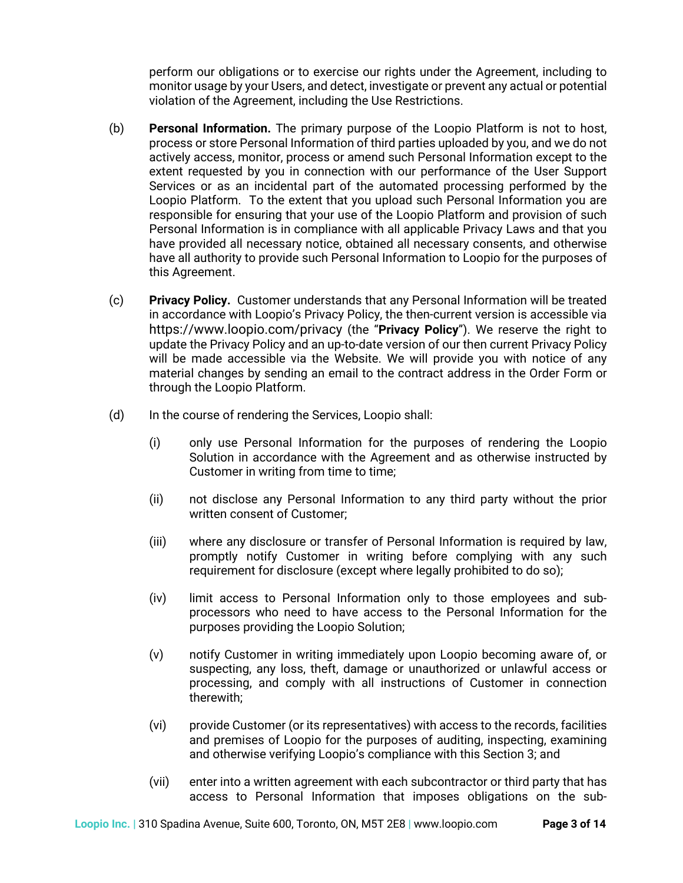perform our obligations or to exercise our rights under the Agreement, including to monitor usage by your Users, and detect, investigate or prevent any actual or potential violation of the Agreement, including the Use Restrictions.

(b) **Personal Information.** The primary purpose of the Loopio Platform is not to host, process or store Personal Information of third parties uploaded by you, and we do not actively access, monitor, process or amend such Personal Information except to the extent requested by you in connection with our performance of the User Support Services or as an incidental part of the automated processing performed by the Loopio Platform. To the extent that you upload such Personal Information you are responsible for ensuring that your use of the Loopio Platform and provision of such Personal Information is in compliance with all applicable Privacy Laws and that you have provided all necessary notice, obtained all necessary consents, and otherwise have all authority to provide such Personal Information to Loopio for the purposes of this Agreement.

(c) **Privacy Policy.** Customer understands that any Personal Information will be treated in accordance with Loopio's Privacy Policy, the then-current version is accessible via https://www.loopio.com/privacy (the "**Privacy Policy**"). We reserve the right to update the Privacy Policy and an up-to-date version of our then current Privacy Policy will be made accessible via the Website. We will provide you with notice of any material changes by sending an email to the contract address in the Order Form or through the Loopio Platform.

(d) In the course of rendering the Services, Loopio shall:

(i) only use Personal Information for the purposes of rendering the Loopio Solution in accordance with the Agreement and as otherwise instructed by Customer in writing from time to time;

(ii) not disclose any Personal Information to any third party without the prior written consent of Customer;

(iii) where any disclosure or transfer of Personal Information is required by law, promptly notify Customer in writing before complying with any such requirement for disclosure (except where legally prohibited to do so);

(iv) limit access to Personal Information only to those employees and sub-processors who need to have access to the Personal Information for the purposes providing the Loopio Solution;

(v) notify Customer in writing immediately upon Loopio becoming aware of, or suspecting, any loss, theft, damage or unauthorized or unlawful access or processing, and comply with all instructions of Customer in connection therewith;

(vi) provide Customer (or its representatives) with access to the records, facilities and premises of Loopio for the purposes of auditing, inspecting, examining and otherwise verifying Loopio's compliance with this Section 3; and

(vii) enter into a written agreement with each subcontractor or third party that has access to Personal Information that imposes obligations on the sub-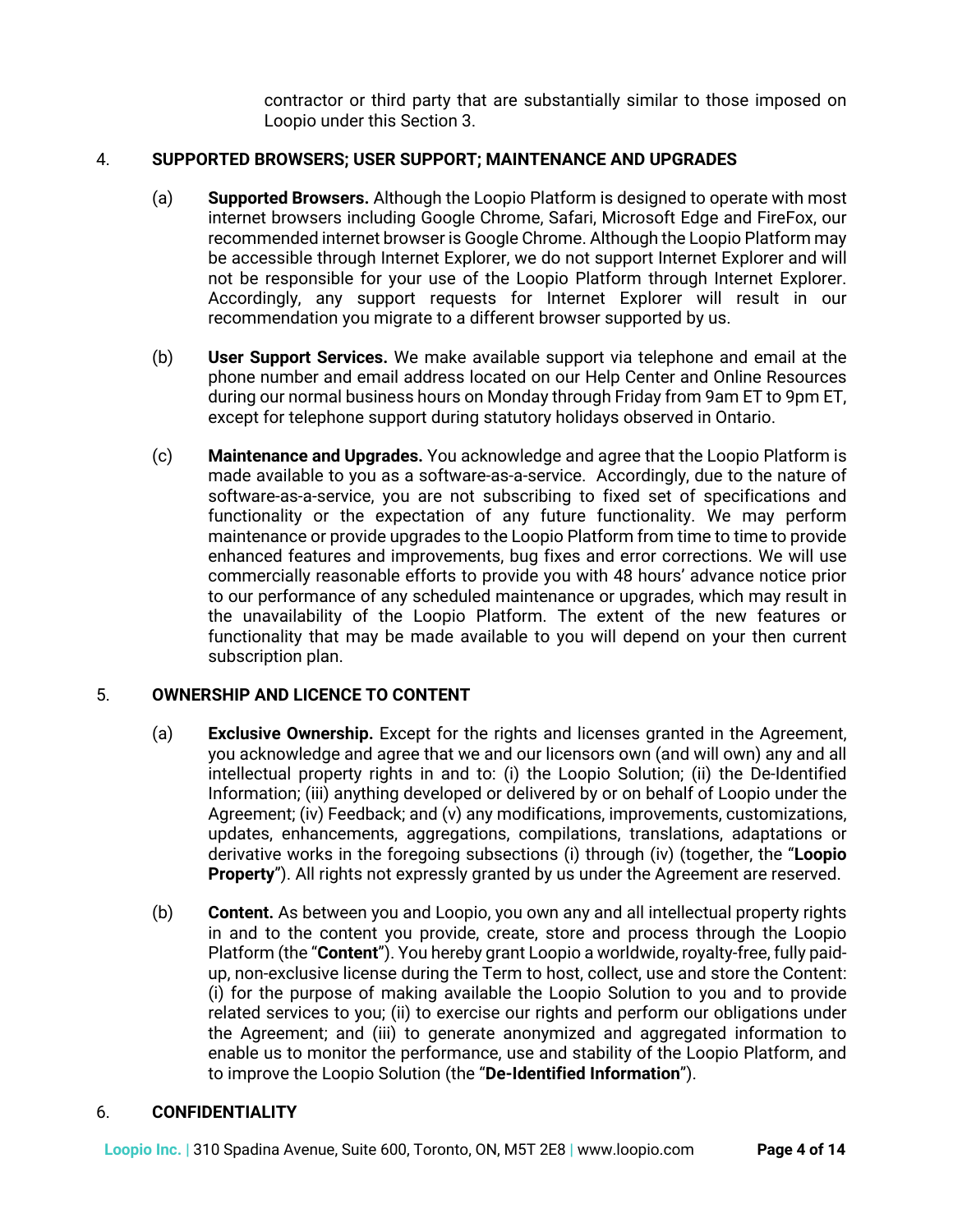contractor or third party that are substantially similar to those imposed on Loopio under this Section 3.

## 4. SUPPORTED BROWSERS; USER SUPPORT; MAINTENANCE AND UPGRADES

(a) **Supported Browsers.** Although the Loopio Platform is designed to operate with most internet browsers including Google Chrome, Safari, Microsoft Edge and FireFox, our recommended internet browser is Google Chrome. Although the Loopio Platform may be accessible through Internet Explorer, we do not support Internet Explorer and will not be responsible for your use of the Loopio Platform through Internet Explorer. Accordingly, any support requests for Internet Explorer will result in our recommendation you migrate to a different browser supported by us.

(b) **User Support Services.** We make available support via telephone and email at the phone number and email address located on our Help Center and Online Resources during our normal business hours on Monday through Friday from 9am ET to 9pm ET, except for telephone support during statutory holidays observed in Ontario.

(c) **Maintenance and Upgrades.** You acknowledge and agree that the Loopio Platform is made available to you as a software-as-a-service. Accordingly, due to the nature of software-as-a-service, you are not subscribing to fixed set of specifications and functionality or the expectation of any future functionality. We may perform maintenance or provide upgrades to the Loopio Platform from time to time to provide enhanced features and improvements, bug fixes and error corrections. We will use commercially reasonable efforts to provide you with 48 hours' advance notice prior to our performance of any scheduled maintenance or upgrades, which may result in the unavailability of the Loopio Platform. The extent of the new features or functionality that may be made available to you will depend on your then current subscription plan.

## 5. OWNERSHIP AND LICENCE TO CONTENT

(a) **Exclusive Ownership.** Except for the rights and licenses granted in the Agreement, you acknowledge and agree that we and our licensors own (and will own) any and all intellectual property rights in and to: (i) the Loopio Solution; (ii) the De-Identified Information; (iii) anything developed or delivered by or on behalf of Loopio under the Agreement; (iv) Feedback; and (v) any modifications, improvements, customizations, updates, enhancements, aggregations, compilations, translations, adaptations or derivative works in the foregoing subsections (i) through (iv) (together, the "**Loopio Property**"). All rights not expressly granted by us under the Agreement are reserved.

(b) **Content.** As between you and Loopio, you own any and all intellectual property rights in and to the content you provide, create, store and process through the Loopio Platform (the "**Content**"). You hereby grant Loopio a worldwide, royalty-free, fully paid-up, non-exclusive license during the Term to host, collect, use and store the Content: (i) for the purpose of making available the Loopio Solution to you and to provide related services to you; (ii) to exercise our rights and perform our obligations under the Agreement; and (iii) to generate anonymized and aggregated information to enable us to monitor the performance, use and stability of the Loopio Platform, and to improve the Loopio Solution (the "**De-Identified Information**").

## 6. CONFIDENTIALITY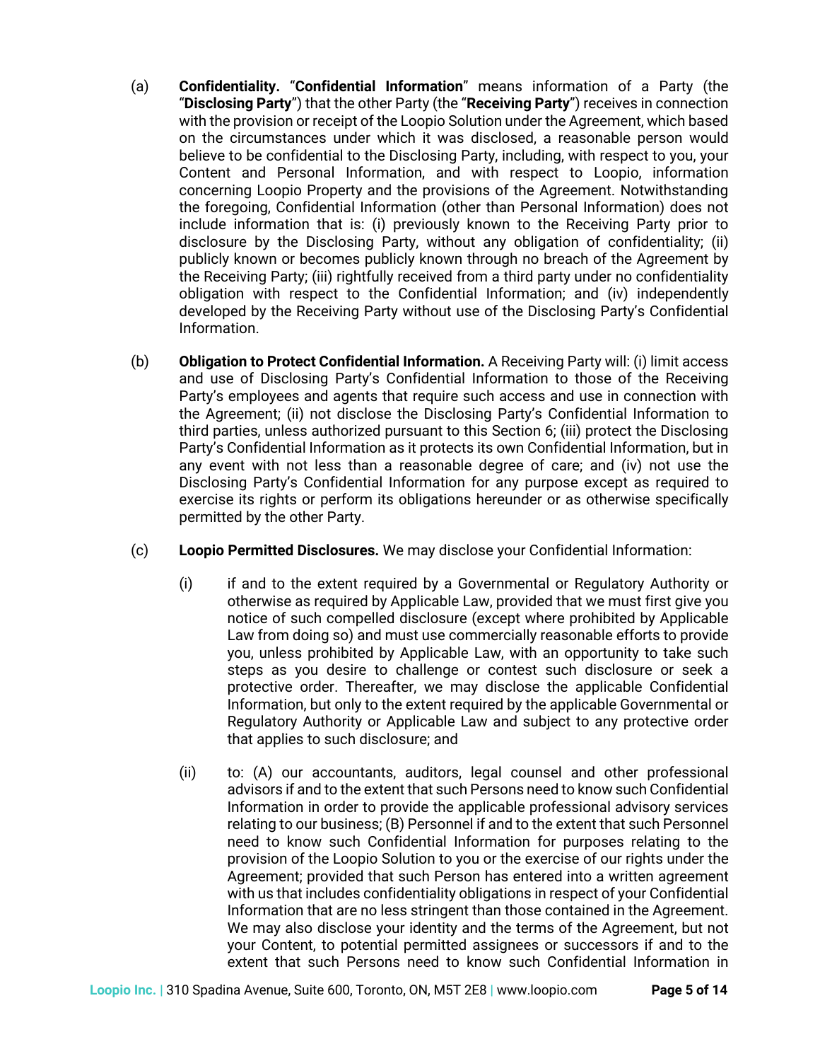(a) **Confidentiality.** "**Confidential Information**" means information of a Party (the "**Disclosing Party**") that the other Party (the "**Receiving Party**") receives in connection with the provision or receipt of the Loopio Solution under the Agreement, which based on the circumstances under which it was disclosed, a reasonable person would believe to be confidential to the Disclosing Party, including, with respect to you, your Content and Personal Information, and with respect to Loopio, information concerning Loopio Property and the provisions of the Agreement. Notwithstanding the foregoing, Confidential Information (other than Personal Information) does not include information that is: (i) previously known to the Receiving Party prior to disclosure by the Disclosing Party, without any obligation of confidentiality; (ii) publicly known or becomes publicly known through no breach of the Agreement by the Receiving Party; (iii) rightfully received from a third party under no confidentiality obligation with respect to the Confidential Information; and (iv) independently developed by the Receiving Party without use of the Disclosing Party's Confidential Information.

(b) **Obligation to Protect Confidential Information.** A Receiving Party will: (i) limit access and use of Disclosing Party's Confidential Information to those of the Receiving Party's employees and agents that require such access and use in connection with the Agreement; (ii) not disclose the Disclosing Party's Confidential Information to third parties, unless authorized pursuant to this Section 6; (iii) protect the Disclosing Party's Confidential Information as it protects its own Confidential Information, but in any event with not less than a reasonable degree of care; and (iv) not use the Disclosing Party's Confidential Information for any purpose except as required to exercise its rights or perform its obligations hereunder or as otherwise specifically permitted by the other Party.

(c) **Loopio Permitted Disclosures.** We may disclose your Confidential Information:

(i) if and to the extent required by a Governmental or Regulatory Authority or otherwise as required by Applicable Law, provided that we must first give you notice of such compelled disclosure (except where prohibited by Applicable Law from doing so) and must use commercially reasonable efforts to provide you, unless prohibited by Applicable Law, with an opportunity to take such steps as you desire to challenge or contest such disclosure or seek a protective order. Thereafter, we may disclose the applicable Confidential Information, but only to the extent required by the applicable Governmental or Regulatory Authority or Applicable Law and subject to any protective order that applies to such disclosure; and

(ii) to: (A) our accountants, auditors, legal counsel and other professional advisors if and to the extent that such Persons need to know such Confidential Information in order to provide the applicable professional advisory services relating to our business; (B) Personnel if and to the extent that such Personnel need to know such Confidential Information for purposes relating to the provision of the Loopio Solution to you or the exercise of our rights under the Agreement; provided that such Person has entered into a written agreement with us that includes confidentiality obligations in respect of your Confidential Information that are no less stringent than those contained in the Agreement. We may also disclose your identity and the terms of the Agreement, but not your Content, to potential permitted assignees or successors if and to the extent that such Persons need to know such Confidential Information in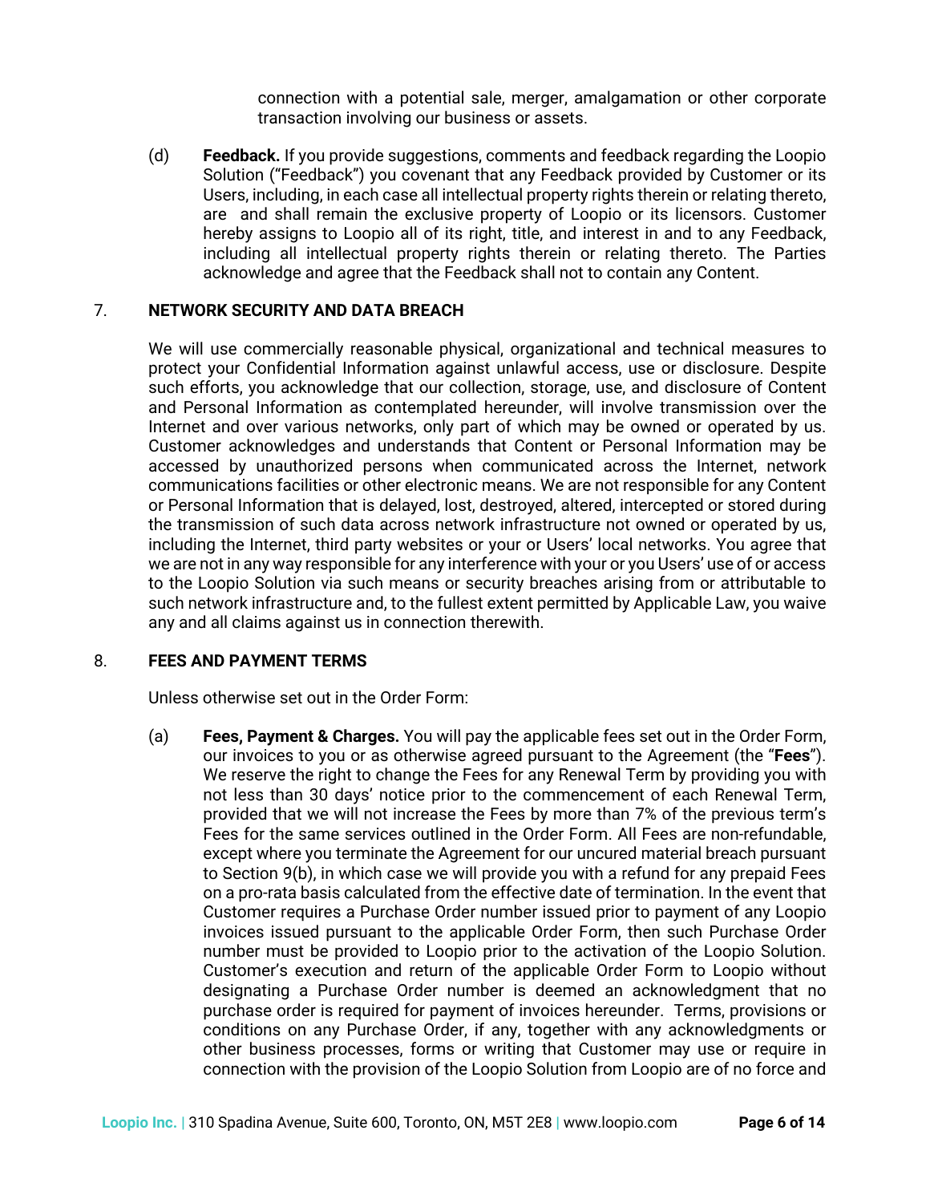connection with a potential sale, merger, amalgamation or other corporate transaction involving our business or assets.

(d) **Feedback.** If you provide suggestions, comments and feedback regarding the Loopio Solution ("Feedback") you covenant that any Feedback provided by Customer or its Users, including, in each case all intellectual property rights therein or relating thereto, are and shall remain the exclusive property of Loopio or its licensors. Customer hereby assigns to Loopio all of its right, title, and interest in and to any Feedback, including all intellectual property rights therein or relating thereto. The Parties acknowledge and agree that the Feedback shall not to contain any Content.

## 7. NETWORK SECURITY AND DATA BREACH

We will use commercially reasonable physical, organizational and technical measures to protect your Confidential Information against unlawful access, use or disclosure. Despite such efforts, you acknowledge that our collection, storage, use, and disclosure of Content and Personal Information as contemplated hereunder, will involve transmission over the Internet and over various networks, only part of which may be owned or operated by us. Customer acknowledges and understands that Content or Personal Information may be accessed by unauthorized persons when communicated across the Internet, network communications facilities or other electronic means. We are not responsible for any Content or Personal Information that is delayed, lost, destroyed, altered, intercepted or stored during the transmission of such data across network infrastructure not owned or operated by us, including the Internet, third party websites or your or Users' local networks. You agree that we are not in any way responsible for any interference with your or you Users' use of or access to the Loopio Solution via such means or security breaches arising from or attributable to such network infrastructure and, to the fullest extent permitted by Applicable Law, you waive any and all claims against us in connection therewith.

## 8. FEES AND PAYMENT TERMS

Unless otherwise set out in the Order Form:

(a) **Fees, Payment & Charges.** You will pay the applicable fees set out in the Order Form, our invoices to you or as otherwise agreed pursuant to the Agreement (the "**Fees**"). We reserve the right to change the Fees for any Renewal Term by providing you with not less than 30 days' notice prior to the commencement of each Renewal Term, provided that we will not increase the Fees by more than 7% of the previous term's Fees for the same services outlined in the Order Form. All Fees are non-refundable, except where you terminate the Agreement for our uncured material breach pursuant to Section 9(b), in which case we will provide you with a refund for any prepaid Fees on a pro-rata basis calculated from the effective date of termination. In the event that Customer requires a Purchase Order number issued prior to payment of any Loopio invoices issued pursuant to the applicable Order Form, then such Purchase Order number must be provided to Loopio prior to the activation of the Loopio Solution. Customer's execution and return of the applicable Order Form to Loopio without designating a Purchase Order number is deemed an acknowledgment that no purchase order is required for payment of invoices hereunder. Terms, provisions or conditions on any Purchase Order, if any, together with any acknowledgments or other business processes, forms or writing that Customer may use or require in connection with the provision of the Loopio Solution from Loopio are of no force and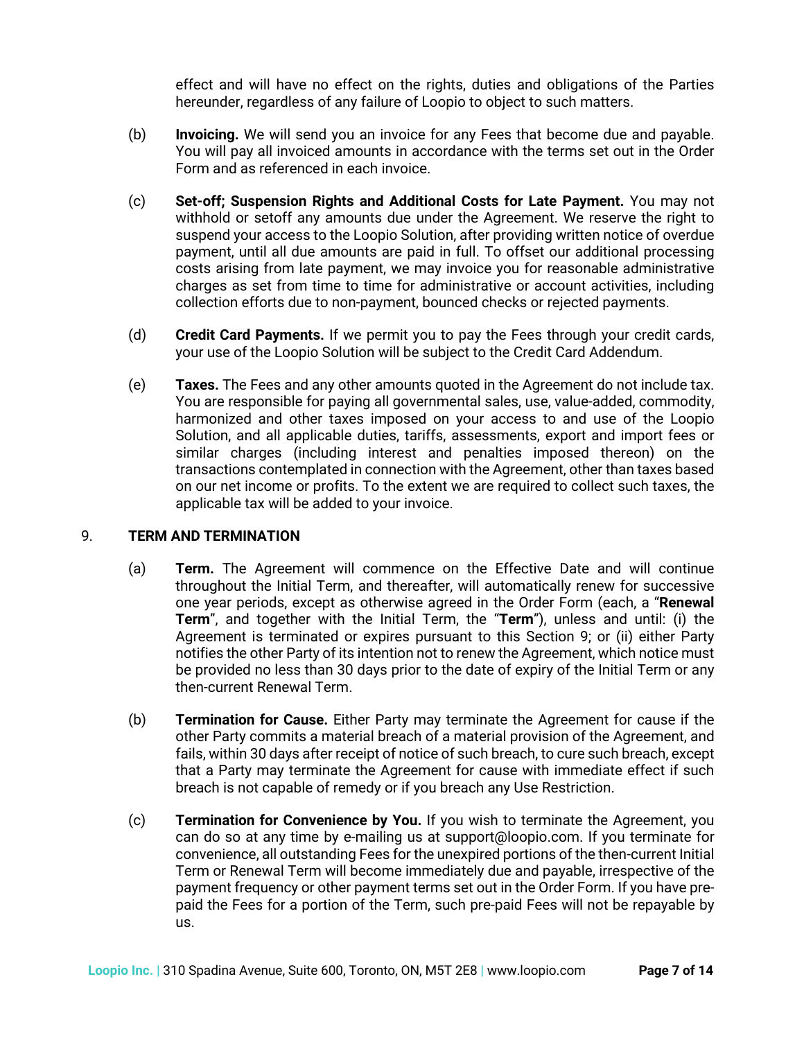effect and will have no effect on the rights, duties and obligations of the Parties hereunder, regardless of any failure of Loopio to object to such matters.

(b) **Invoicing.** We will send you an invoice for any Fees that become due and payable. You will pay all invoiced amounts in accordance with the terms set out in the Order Form and as referenced in each invoice.

(c) **Set-off; Suspension Rights and Additional Costs for Late Payment.** You may not withhold or setoff any amounts due under the Agreement. We reserve the right to suspend your access to the Loopio Solution, after providing written notice of overdue payment, until all due amounts are paid in full. To offset our additional processing costs arising from late payment, we may invoice you for reasonable administrative charges as set from time to time for administrative or account activities, including collection efforts due to non-payment, bounced checks or rejected payments.

(d) **Credit Card Payments.** If we permit you to pay the Fees through your credit cards, your use of the Loopio Solution will be subject to the Credit Card Addendum.

(e) **Taxes.** The Fees and any other amounts quoted in the Agreement do not include tax. You are responsible for paying all governmental sales, use, value-added, commodity, harmonized and other taxes imposed on your access to and use of the Loopio Solution, and all applicable duties, tariffs, assessments, export and import fees or similar charges (including interest and penalties imposed thereon) on the transactions contemplated in connection with the Agreement, other than taxes based on our net income or profits. To the extent we are required to collect such taxes, the applicable tax will be added to your invoice.

## 9. TERM AND TERMINATION

(a) **Term.** The Agreement will commence on the Effective Date and will continue throughout the Initial Term, and thereafter, will automatically renew for successive one year periods, except as otherwise agreed in the Order Form (each, a "**Renewal Term**", and together with the Initial Term, the "**Term**"), unless and until: (i) the Agreement is terminated or expires pursuant to this Section 9; or (ii) either Party notifies the other Party of its intention not to renew the Agreement, which notice must be provided no less than 30 days prior to the date of expiry of the Initial Term or any then-current Renewal Term.

(b) **Termination for Cause.** Either Party may terminate the Agreement for cause if the other Party commits a material breach of a material provision of the Agreement, and fails, within 30 days after receipt of notice of such breach, to cure such breach, except that a Party may terminate the Agreement for cause with immediate effect if such breach is not capable of remedy or if you breach any Use Restriction.

(c) **Termination for Convenience by You.** If you wish to terminate the Agreement, you can do so at any time by e-mailing us at support@loopio.com. If you terminate for convenience, all outstanding Fees for the unexpired portions of the then-current Initial Term or Renewal Term will become immediately due and payable, irrespective of the payment frequency or other payment terms set out in the Order Form. If you have pre-paid the Fees for a portion of the Term, such pre-paid Fees will not be repayable by us.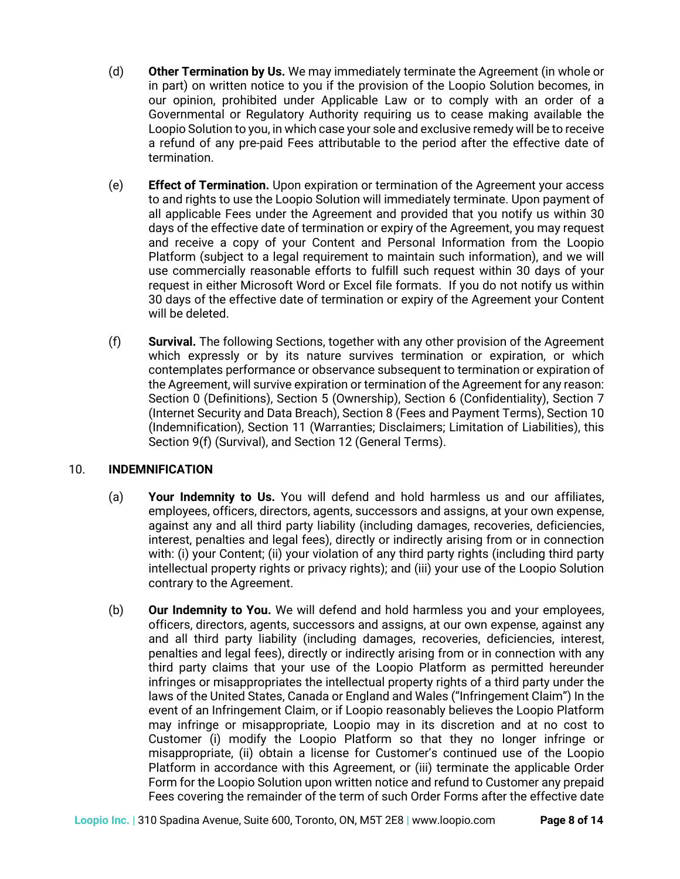(d) **Other Termination by Us.** We may immediately terminate the Agreement (in whole or in part) on written notice to you if the provision of the Loopio Solution becomes, in our opinion, prohibited under Applicable Law or to comply with an order of a Governmental or Regulatory Authority requiring us to cease making available the Loopio Solution to you, in which case your sole and exclusive remedy will be to receive a refund of any pre-paid Fees attributable to the period after the effective date of termination.

(e) **Effect of Termination.** Upon expiration or termination of the Agreement your access to and rights to use the Loopio Solution will immediately terminate. Upon payment of all applicable Fees under the Agreement and provided that you notify us within 30 days of the effective date of termination or expiry of the Agreement, you may request and receive a copy of your Content and Personal Information from the Loopio Platform (subject to a legal requirement to maintain such information), and we will use commercially reasonable efforts to fulfill such request within 30 days of your request in either Microsoft Word or Excel file formats. If you do not notify us within 30 days of the effective date of termination or expiry of the Agreement your Content will be deleted.

(f) **Survival.** The following Sections, together with any other provision of the Agreement which expressly or by its nature survives termination or expiration, or which contemplates performance or observance subsequent to termination or expiration of the Agreement, will survive expiration or termination of the Agreement for any reason: Section 0 (Definitions), Section 5 (Ownership), Section 6 (Confidentiality), Section 7 (Internet Security and Data Breach), Section 8 (Fees and Payment Terms), Section 10 (Indemnification), Section 11 (Warranties; Disclaimers; Limitation of Liabilities), this Section 9(f) (Survival), and Section 12 (General Terms).

## 10. INDEMNIFICATION

(a) **Your Indemnity to Us.** You will defend and hold harmless us and our affiliates, employees, officers, directors, agents, successors and assigns, at your own expense, against any and all third party liability (including damages, recoveries, deficiencies, interest, penalties and legal fees), directly or indirectly arising from or in connection with: (i) your Content; (ii) your violation of any third party rights (including third party intellectual property rights or privacy rights); and (iii) your use of the Loopio Solution contrary to the Agreement.

(b) **Our Indemnity to You.** We will defend and hold harmless you and your employees, officers, directors, agents, successors and assigns, at our own expense, against any and all third party liability (including damages, recoveries, deficiencies, interest, penalties and legal fees), directly or indirectly arising from or in connection with any third party claims that your use of the Loopio Platform as permitted hereunder infringes or misappropriates the intellectual property rights of a third party under the laws of the United States, Canada or England and Wales ("Infringement Claim") In the event of an Infringement Claim, or if Loopio reasonably believes the Loopio Platform may infringe or misappropriate, Loopio may in its discretion and at no cost to Customer (i) modify the Loopio Platform so that they no longer infringe or misappropriate, (ii) obtain a license for Customer's continued use of the Loopio Platform in accordance with this Agreement, or (iii) terminate the applicable Order Form for the Loopio Solution upon written notice and refund to Customer any prepaid Fees covering the remainder of the term of such Order Forms after the effective date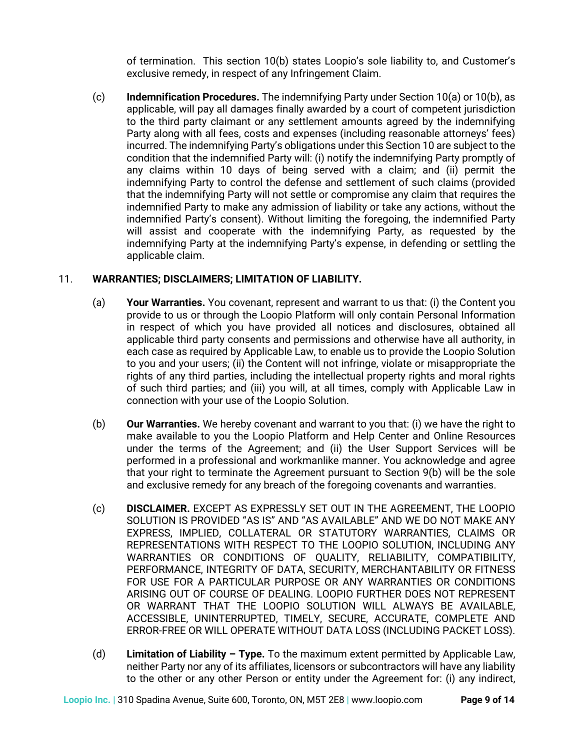of termination. This section 10(b) states Loopio's sole liability to, and Customer's exclusive remedy, in respect of any Infringement Claim.

(c) **Indemnification Procedures.** The indemnifying Party under Section 10(a) or 10(b), as applicable, will pay all damages finally awarded by a court of competent jurisdiction to the third party claimant or any settlement amounts agreed by the indemnifying Party along with all fees, costs and expenses (including reasonable attorneys' fees) incurred. The indemnifying Party's obligations under this Section 10 are subject to the condition that the indemnified Party will: (i) notify the indemnifying Party promptly of any claims within 10 days of being served with a claim; and (ii) permit the indemnifying Party to control the defense and settlement of such claims (provided that the indemnifying Party will not settle or compromise any claim that requires the indemnified Party to make any admission of liability or take any actions, without the indemnified Party's consent). Without limiting the foregoing, the indemnified Party will assist and cooperate with the indemnifying Party, as requested by the indemnifying Party at the indemnifying Party's expense, in defending or settling the applicable claim.

## 11. WARRANTIES; DISCLAIMERS; LIMITATION OF LIABILITY.

(a) **Your Warranties.** You covenant, represent and warrant to us that: (i) the Content you provide to us or through the Loopio Platform will only contain Personal Information in respect of which you have provided all notices and disclosures, obtained all applicable third party consents and permissions and otherwise have all authority, in each case as required by Applicable Law, to enable us to provide the Loopio Solution to you and your users; (ii) the Content will not infringe, violate or misappropriate the rights of any third parties, including the intellectual property rights and moral rights of such third parties; and (iii) you will, at all times, comply with Applicable Law in connection with your use of the Loopio Solution.

(b) **Our Warranties.** We hereby covenant and warrant to you that: (i) we have the right to make available to you the Loopio Platform and Help Center and Online Resources under the terms of the Agreement; and (ii) the User Support Services will be performed in a professional and workmanlike manner. You acknowledge and agree that your right to terminate the Agreement pursuant to Section 9(b) will be the sole and exclusive remedy for any breach of the foregoing covenants and warranties.

(c) **DISCLAIMER.** EXCEPT AS EXPRESSLY SET OUT IN THE AGREEMENT, THE LOOPIO SOLUTION IS PROVIDED "AS IS" AND "AS AVAILABLE" AND WE DO NOT MAKE ANY EXPRESS, IMPLIED, COLLATERAL OR STATUTORY WARRANTIES, CLAIMS OR REPRESENTATIONS WITH RESPECT TO THE LOOPIO SOLUTION, INCLUDING ANY WARRANTIES OR CONDITIONS OF QUALITY, RELIABILITY, COMPATIBILITY, PERFORMANCE, INTEGRITY OF DATA, SECURITY, MERCHANTABILITY OR FITNESS FOR USE FOR A PARTICULAR PURPOSE OR ANY WARRANTIES OR CONDITIONS ARISING OUT OF COURSE OF DEALING. LOOPIO FURTHER DOES NOT REPRESENT OR WARRANT THAT THE LOOPIO SOLUTION WILL ALWAYS BE AVAILABLE, ACCESSIBLE, UNINTERRUPTED, TIMELY, SECURE, ACCURATE, COMPLETE AND ERROR-FREE OR WILL OPERATE WITHOUT DATA LOSS (INCLUDING PACKET LOSS).

(d) **Limitation of Liability – Type.** To the maximum extent permitted by Applicable Law, neither Party nor any of its affiliates, licensors or subcontractors will have any liability to the other or any other Person or entity under the Agreement for: (i) any indirect,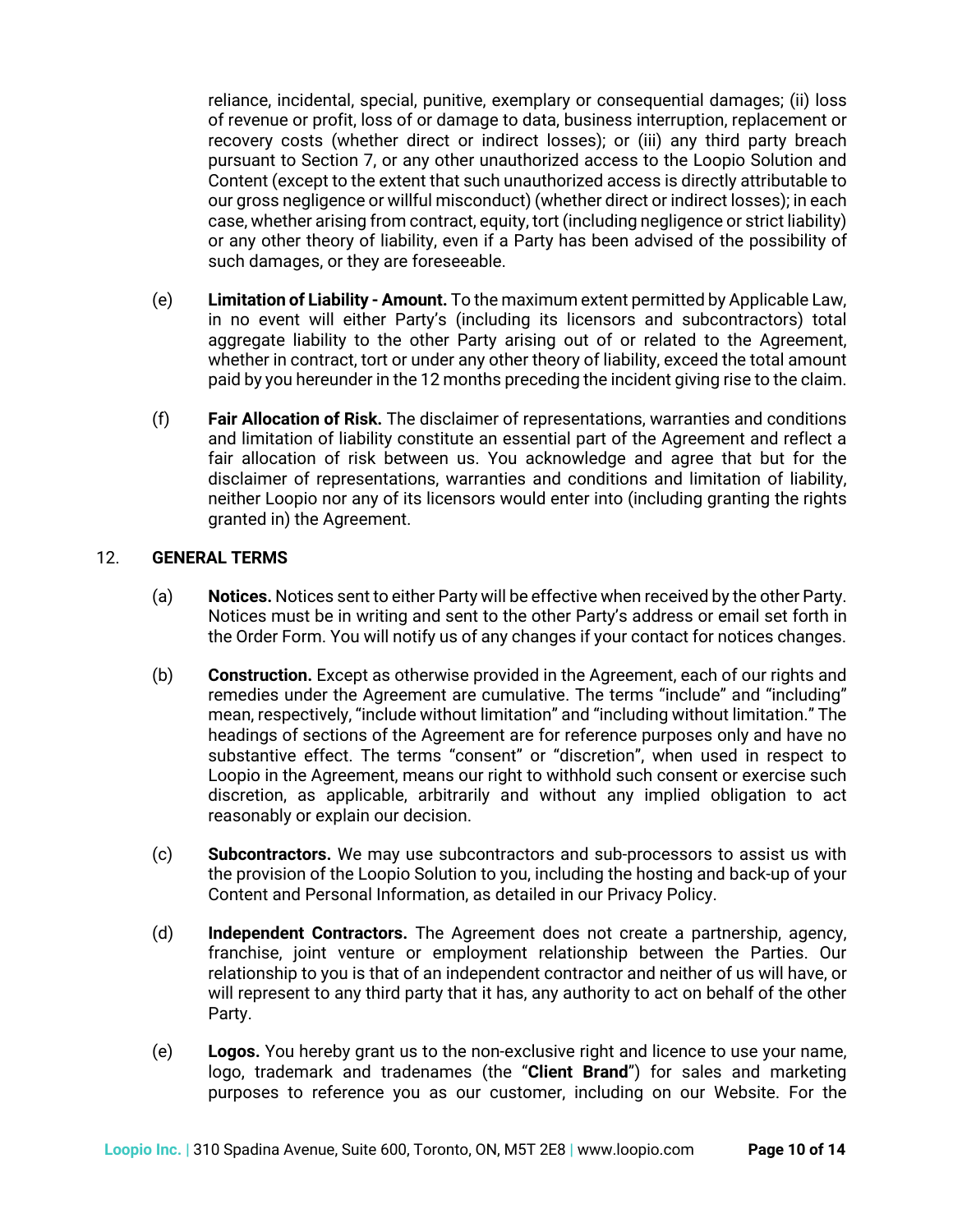reliance, incidental, special, punitive, exemplary or consequential damages; (ii) loss of revenue or profit, loss of or damage to data, business interruption, replacement or recovery costs (whether direct or indirect losses); or (iii) any third party breach pursuant to Section 7, or any other unauthorized access to the Loopio Solution and Content (except to the extent that such unauthorized access is directly attributable to our gross negligence or willful misconduct) (whether direct or indirect losses); in each case, whether arising from contract, equity, tort (including negligence or strict liability) or any other theory of liability, even if a Party has been advised of the possibility of such damages, or they are foreseeable.

(e) **Limitation of Liability - Amount.** To the maximum extent permitted by Applicable Law, in no event will either Party's (including its licensors and subcontractors) total aggregate liability to the other Party arising out of or related to the Agreement, whether in contract, tort or under any other theory of liability, exceed the total amount paid by you hereunder in the 12 months preceding the incident giving rise to the claim.

(f) **Fair Allocation of Risk.** The disclaimer of representations, warranties and conditions and limitation of liability constitute an essential part of the Agreement and reflect a fair allocation of risk between us. You acknowledge and agree that but for the disclaimer of representations, warranties and conditions and limitation of liability, neither Loopio nor any of its licensors would enter into (including granting the rights granted in) the Agreement.

12. **GENERAL TERMS**

(a) **Notices.** Notices sent to either Party will be effective when received by the other Party. Notices must be in writing and sent to the other Party's address or email set forth in the Order Form. You will notify us of any changes if your contact for notices changes.

(b) **Construction.** Except as otherwise provided in the Agreement, each of our rights and remedies under the Agreement are cumulative. The terms "include" and "including" mean, respectively, "include without limitation" and "including without limitation." The headings of sections of the Agreement are for reference purposes only and have no substantive effect. The terms "consent" or "discretion", when used in respect to Loopio in the Agreement, means our right to withhold such consent or exercise such discretion, as applicable, arbitrarily and without any implied obligation to act reasonably or explain our decision.

(c) **Subcontractors.** We may use subcontractors and sub-processors to assist us with the provision of the Loopio Solution to you, including the hosting and back-up of your Content and Personal Information, as detailed in our Privacy Policy.

(d) **Independent Contractors.** The Agreement does not create a partnership, agency, franchise, joint venture or employment relationship between the Parties. Our relationship to you is that of an independent contractor and neither of us will have, or will represent to any third party that it has, any authority to act on behalf of the other Party.

(e) **Logos.** You hereby grant us to the non-exclusive right and licence to use your name, logo, trademark and tradenames (the "**Client Brand**") for sales and marketing purposes to reference you as our customer, including on our Website. For the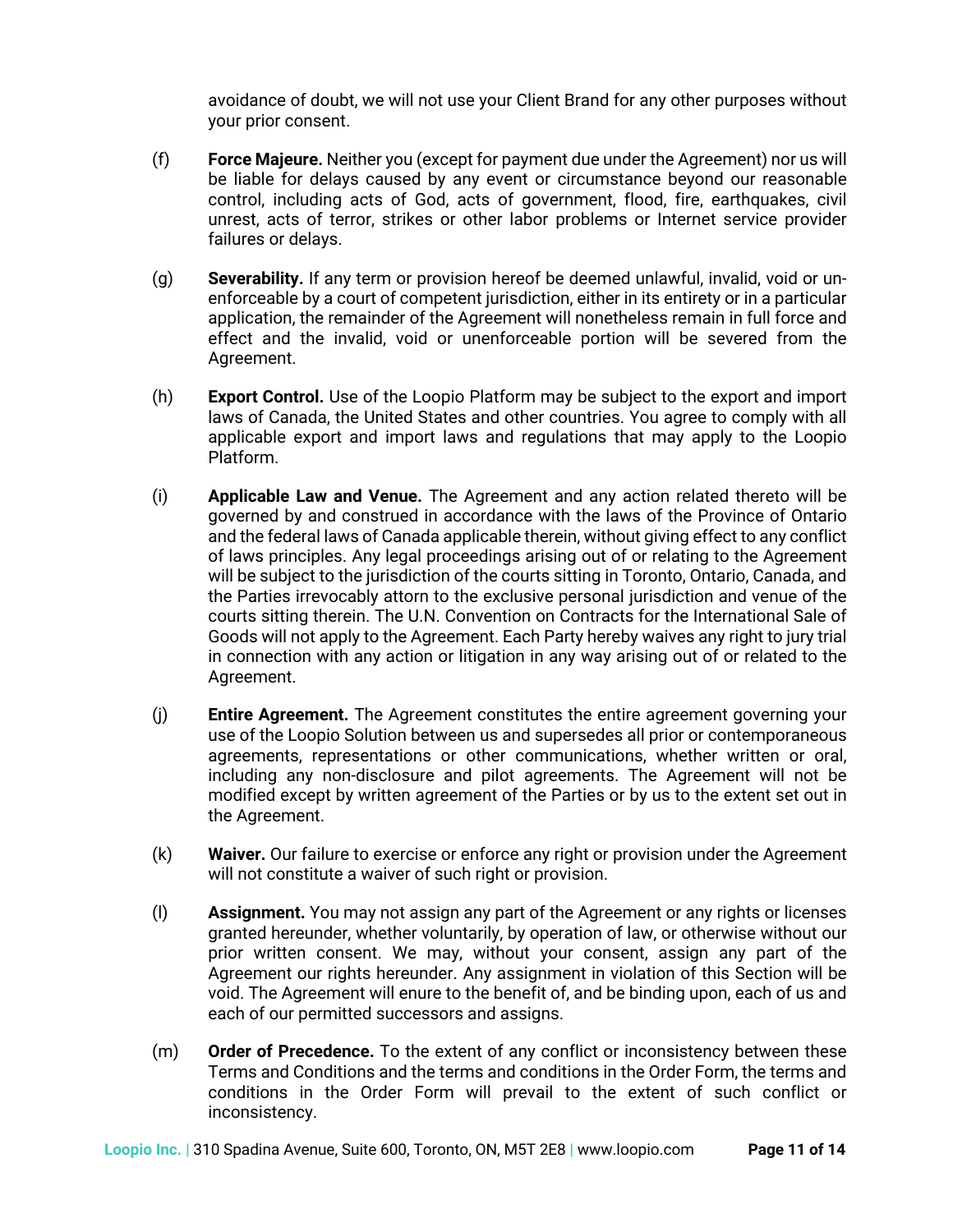avoidance of doubt, we will not use your Client Brand for any other purposes without your prior consent.

(f) **Force Majeure.** Neither you (except for payment due under the Agreement) nor us will be liable for delays caused by any event or circumstance beyond our reasonable control, including acts of God, acts of government, flood, fire, earthquakes, civil unrest, acts of terror, strikes or other labor problems or Internet service provider failures or delays.

(g) **Severability.** If any term or provision hereof be deemed unlawful, invalid, void or un-enforceable by a court of competent jurisdiction, either in its entirety or in a particular application, the remainder of the Agreement will nonetheless remain in full force and effect and the invalid, void or unenforceable portion will be severed from the Agreement.

(h) **Export Control.** Use of the Loopio Platform may be subject to the export and import laws of Canada, the United States and other countries. You agree to comply with all applicable export and import laws and regulations that may apply to the Loopio Platform.

(i) **Applicable Law and Venue.** The Agreement and any action related thereto will be governed by and construed in accordance with the laws of the Province of Ontario and the federal laws of Canada applicable therein, without giving effect to any conflict of laws principles. Any legal proceedings arising out of or relating to the Agreement will be subject to the jurisdiction of the courts sitting in Toronto, Ontario, Canada, and the Parties irrevocably attorn to the exclusive personal jurisdiction and venue of the courts sitting therein. The U.N. Convention on Contracts for the International Sale of Goods will not apply to the Agreement. Each Party hereby waives any right to jury trial in connection with any action or litigation in any way arising out of or related to the Agreement.

(j) **Entire Agreement.** The Agreement constitutes the entire agreement governing your use of the Loopio Solution between us and supersedes all prior or contemporaneous agreements, representations or other communications, whether written or oral, including any non-disclosure and pilot agreements. The Agreement will not be modified except by written agreement of the Parties or by us to the extent set out in the Agreement.

(k) **Waiver.** Our failure to exercise or enforce any right or provision under the Agreement will not constitute a waiver of such right or provision.

(l) **Assignment.** You may not assign any part of the Agreement or any rights or licenses granted hereunder, whether voluntarily, by operation of law, or otherwise without our prior written consent. We may, without your consent, assign any part of the Agreement our rights hereunder. Any assignment in violation of this Section will be void. The Agreement will enure to the benefit of, and be binding upon, each of us and each of our permitted successors and assigns.

(m) **Order of Precedence.** To the extent of any conflict or inconsistency between these Terms and Conditions and the terms and conditions in the Order Form, the terms and conditions in the Order Form will prevail to the extent of such conflict or inconsistency.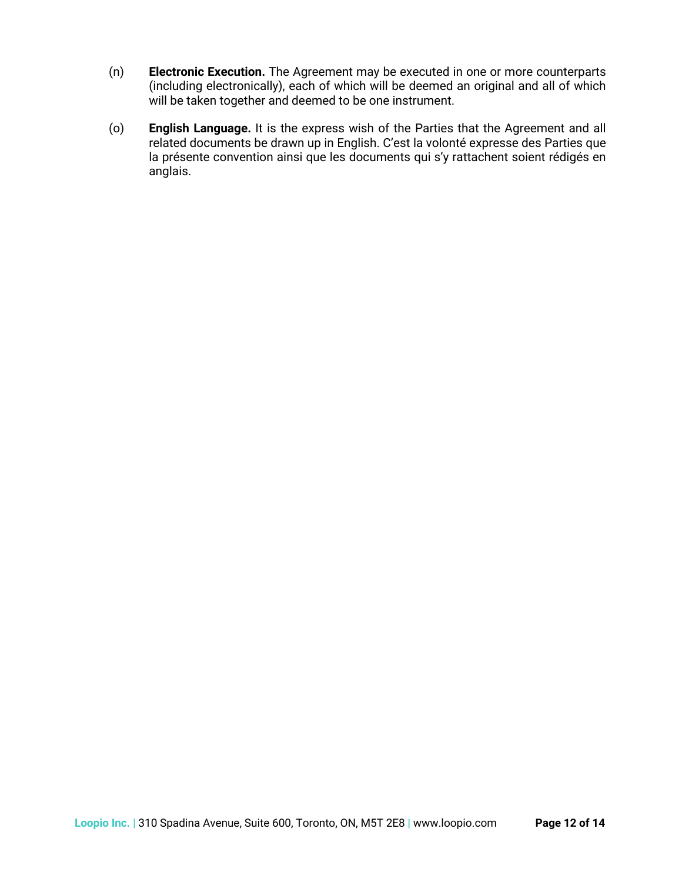(n) **Electronic Execution.** The Agreement may be executed in one or more counterparts (including electronically), each of which will be deemed an original and all of which will be taken together and deemed to be one instrument.

(o) **English Language.** It is the express wish of the Parties that the Agreement and all related documents be drawn up in English. C'est la volonté expresse des Parties que la présente convention ainsi que les documents qui s'y rattachent soient rédigés en anglais.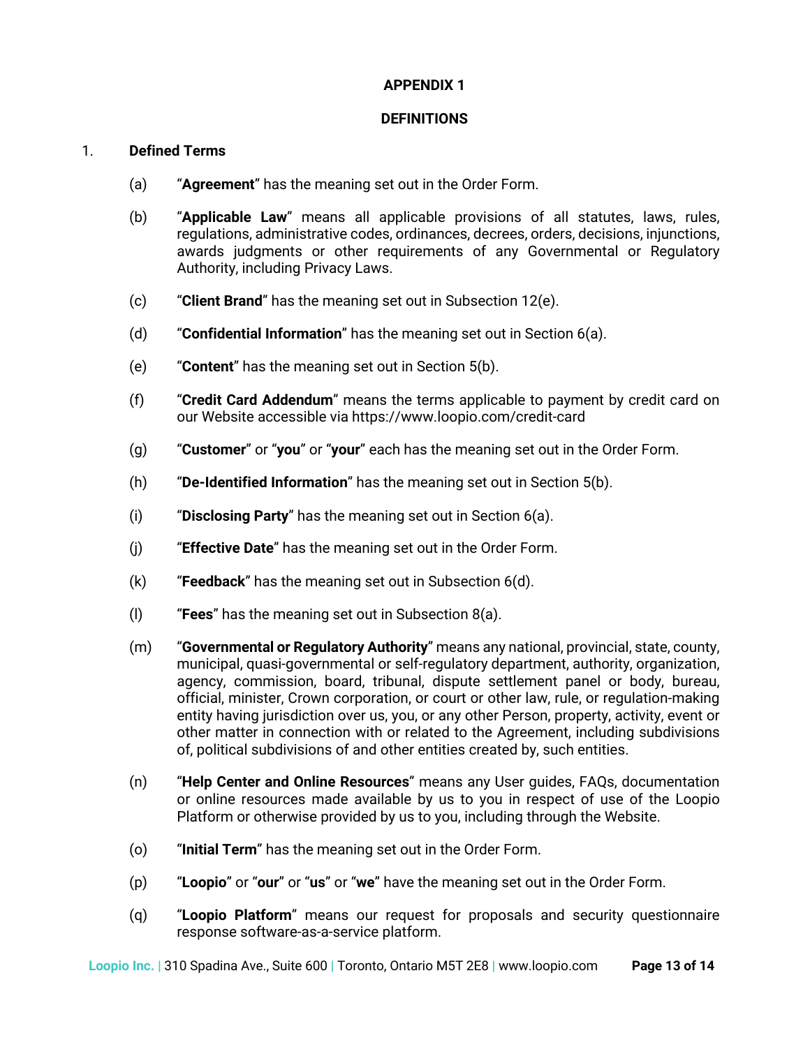**APPENDIX 1**

**DEFINITIONS**

1. **Defined Terms**

(a) “**Agreement**” has the meaning set out in the Order Form.

(b) “**Applicable Law**” means all applicable provisions of all statutes, laws, rules, regulations, administrative codes, ordinances, decrees, orders, decisions, injunctions, awards judgments or other requirements of any Governmental or Regulatory Authority, including Privacy Laws.

(c) “**Client Brand**” has the meaning set out in Subsection 12(e).

(d) “**Confidential Information**” has the meaning set out in Section 6(a).

(e) “**Content**” has the meaning set out in Section 5(b).

(f) “**Credit Card Addendum**” means the terms applicable to payment by credit card on our Website accessible via https://www.loopio.com/credit-card

(g) “**Customer**” or “**you**” or “**your**” each has the meaning set out in the Order Form.

(h) “**De-Identified Information**” has the meaning set out in Section 5(b).

(i) “**Disclosing Party**” has the meaning set out in Section 6(a).

(j) “**Effective Date**” has the meaning set out in the Order Form.

(k) “**Feedback**” has the meaning set out in Subsection 6(d).

(l) “**Fees**” has the meaning set out in Subsection 8(a).

(m) “**Governmental or Regulatory Authority**” means any national, provincial, state, county, municipal, quasi-governmental or self-regulatory department, authority, organization, agency, commission, board, tribunal, dispute settlement panel or body, bureau, official, minister, Crown corporation, or court or other law, rule, or regulation-making entity having jurisdiction over us, you, or any other Person, property, activity, event or other matter in connection with or related to the Agreement, including subdivisions of, political subdivisions of and other entities created by, such entities.

(n) “**Help Center and Online Resources**” means any User guides, FAQs, documentation or online resources made available by us to you in respect of use of the Loopio Platform or otherwise provided by us to you, including through the Website.

(o) “**Initial Term**” has the meaning set out in the Order Form.

(p) “**Loopio**” or “**our**” or “**us**” or “**we**” have the meaning set out in the Order Form.

(q) “**Loopio Platform**” means our request for proposals and security questionnaire response software-as-a-service platform.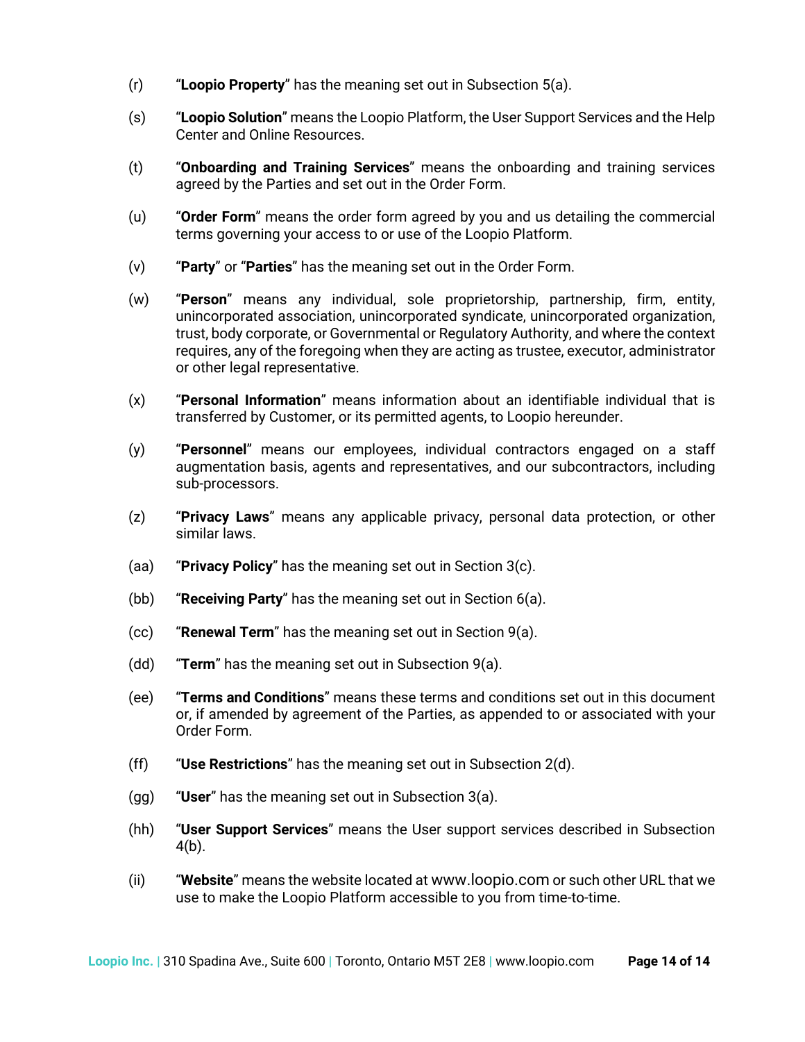(r) "**Loopio Property**" has the meaning set out in Subsection 5(a).

(s) "**Loopio Solution**" means the Loopio Platform, the User Support Services and the Help Center and Online Resources.

(t) "**Onboarding and Training Services**" means the onboarding and training services agreed by the Parties and set out in the Order Form.

(u) "**Order Form**" means the order form agreed by you and us detailing the commercial terms governing your access to or use of the Loopio Platform.

(v) "**Party**" or "**Parties**" has the meaning set out in the Order Form.

(w) "**Person**" means any individual, sole proprietorship, partnership, firm, entity, unincorporated association, unincorporated syndicate, unincorporated organization, trust, body corporate, or Governmental or Regulatory Authority, and where the context requires, any of the foregoing when they are acting as trustee, executor, administrator or other legal representative.

(x) "**Personal Information**" means information about an identifiable individual that is transferred by Customer, or its permitted agents, to Loopio hereunder.

(y) "**Personnel**" means our employees, individual contractors engaged on a staff augmentation basis, agents and representatives, and our subcontractors, including sub-processors.

(z) "**Privacy Laws**" means any applicable privacy, personal data protection, or other similar laws.

(aa) "**Privacy Policy**" has the meaning set out in Section 3(c).

(bb) "**Receiving Party**" has the meaning set out in Section 6(a).

(cc) "**Renewal Term**" has the meaning set out in Section 9(a).

(dd) "**Term**" has the meaning set out in Subsection 9(a).

(ee) "**Terms and Conditions**" means these terms and conditions set out in this document or, if amended by agreement of the Parties, as appended to or associated with your Order Form.

(ff) "**Use Restrictions**" has the meaning set out in Subsection 2(d).

(gg) "**User**" has the meaning set out in Subsection 3(a).

(hh) "**User Support Services**" means the User support services described in Subsection 4(b).

(ii) "**Website**" means the website located at www.loopio.com or such other URL that we use to make the Loopio Platform accessible to you from time-to-time.